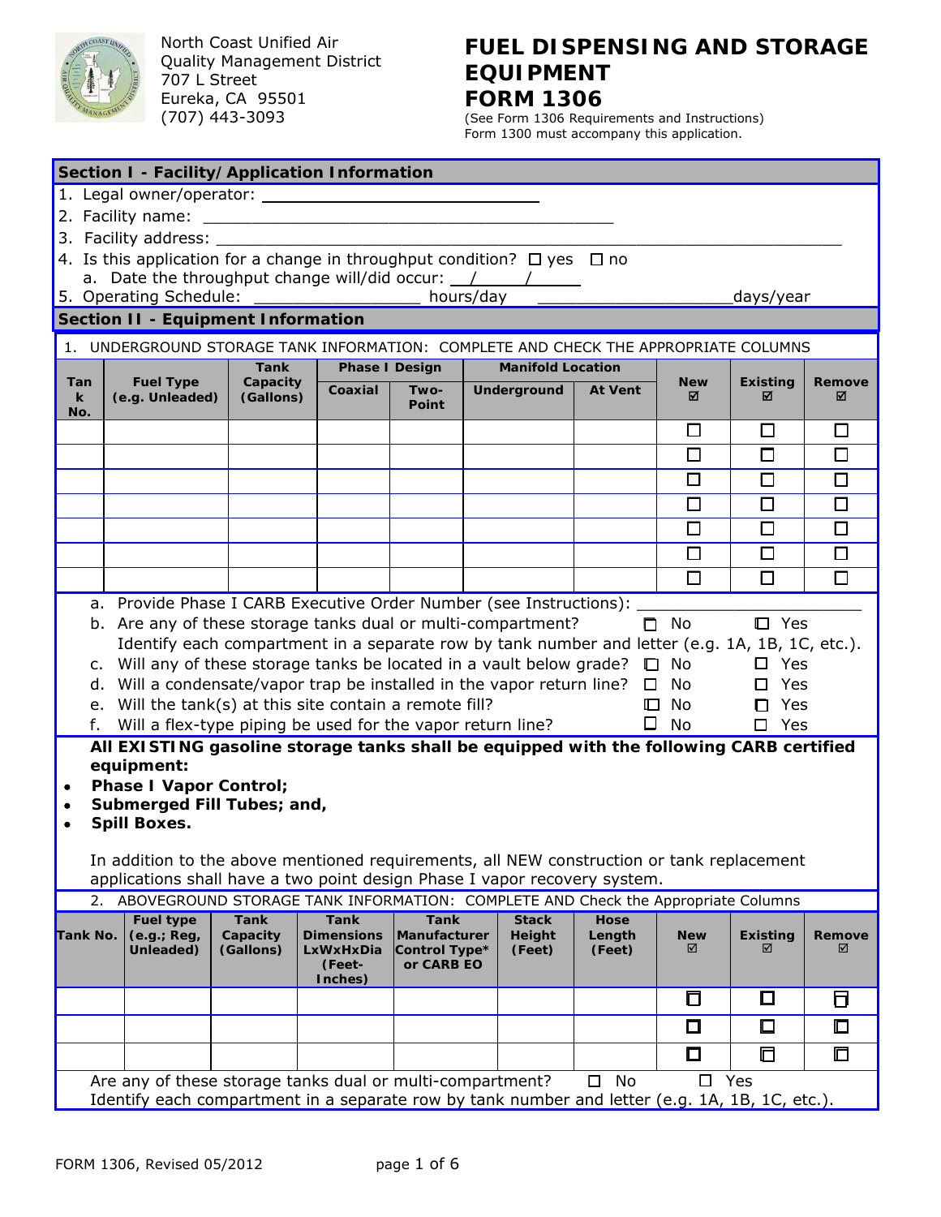North Coast Unified Air Quality Management District
707 L Street
Eureka, CA 95501
(707) 443-3093

# FUEL DISPENSING AND STORAGE EQUIPMENT FORM 1306

(See Form 1306 Requirements and Instructions)
Form 1300 must accompany this application.

## Section I - Facility/Application Information

1. Legal owner/operator: ______________________________
2. Facility name: ____________________________________________
3. Facility address: ____________________________________________________________________
4. Is this application for a change in throughput condition? ☐ yes ☐ no
   a. Date the throughput change will/did occur: __/____/_____
5. Operating Schedule: _________________ hours/day ____________________days/year

## Section II - Equipment Information

1. UNDERGROUND STORAGE TANK INFORMATION: COMPLETE AND CHECK THE APPROPRIATE COLUMNS

| Tank No. | Fuel Type (e.g. Unleaded) | Tank Capacity (Gallons) | Phase I Design | | Manifold Location | | New ☑ | Existing ☑ | Remove ☑ |
|---|---|---|---|---|---|---|---|---|---|
| | | | Coaxial | Two-Point | Underground | At Vent | | | |
| | | | | | | | ☐ | ☐ | ☐ |
| | | | | | | | ☐ | ☐ | ☐ |
| | | | | | | | ☐ | ☐ | ☐ |
| | | | | | | | ☐ | ☐ | ☐ |
| | | | | | | | ☐ | ☐ | ☐ |
| | | | | | | | ☐ | ☐ | ☐ |
| | | | | | | | ☐ | ☐ | ☐ |

a. Provide Phase I CARB Executive Order Number (see Instructions): ______________________
b. Are any of these storage tanks dual or multi-compartment? ☐ No ☐ Yes
   Identify each compartment in a separate row by tank number and letter (e.g. 1A, 1B, 1C, etc.).
c. Will any of these storage tanks be located in a vault below grade? ☐ No ☐ Yes
d. Will a condensate/vapor trap be installed in the vapor return line? ☐ No ☐ Yes
e. Will the tank(s) at this site contain a remote fill? ☐ No ☐ Yes
f. Will a flex-type piping be used for the vapor return line? ☐ No ☐ Yes

**All EXISTING gasoline storage tanks shall be equipped with the following CARB certified equipment:**

- **Phase I Vapor Control;**
- **Submerged Fill Tubes; and,**
- **Spill Boxes.**

In addition to the above mentioned requirements, all NEW construction or tank replacement applications shall have a two point design Phase I vapor recovery system.

2. ABOVEGROUND STORAGE TANK INFORMATION: COMPLETE AND Check the Appropriate Columns

| Tank No. | Fuel type (e.g.; Reg, Unleaded) | Tank Capacity (Gallons) | Tank Dimensions LxWxHxDia (Feet-Inches) | Tank Manufacturer Control Type* or CARB EO | Stack Height (Feet) | Hose Length (Feet) | New ☑ | Existing ☑ | Remove ☑ |
|---|---|---|---|---|---|---|---|---|---|
| | | | | | | | ☐ | ☐ | ☐ |
| | | | | | | | ☐ | ☐ | ☐ |
| | | | | | | | ☐ | ☐ | ☐ |

Are any of these storage tanks dual or multi-compartment? ☐ No ☐ Yes
Identify each compartment in a separate row by tank number and letter (e.g. 1A, 1B, 1C, etc.).

FORM 1306, Revised 05/2012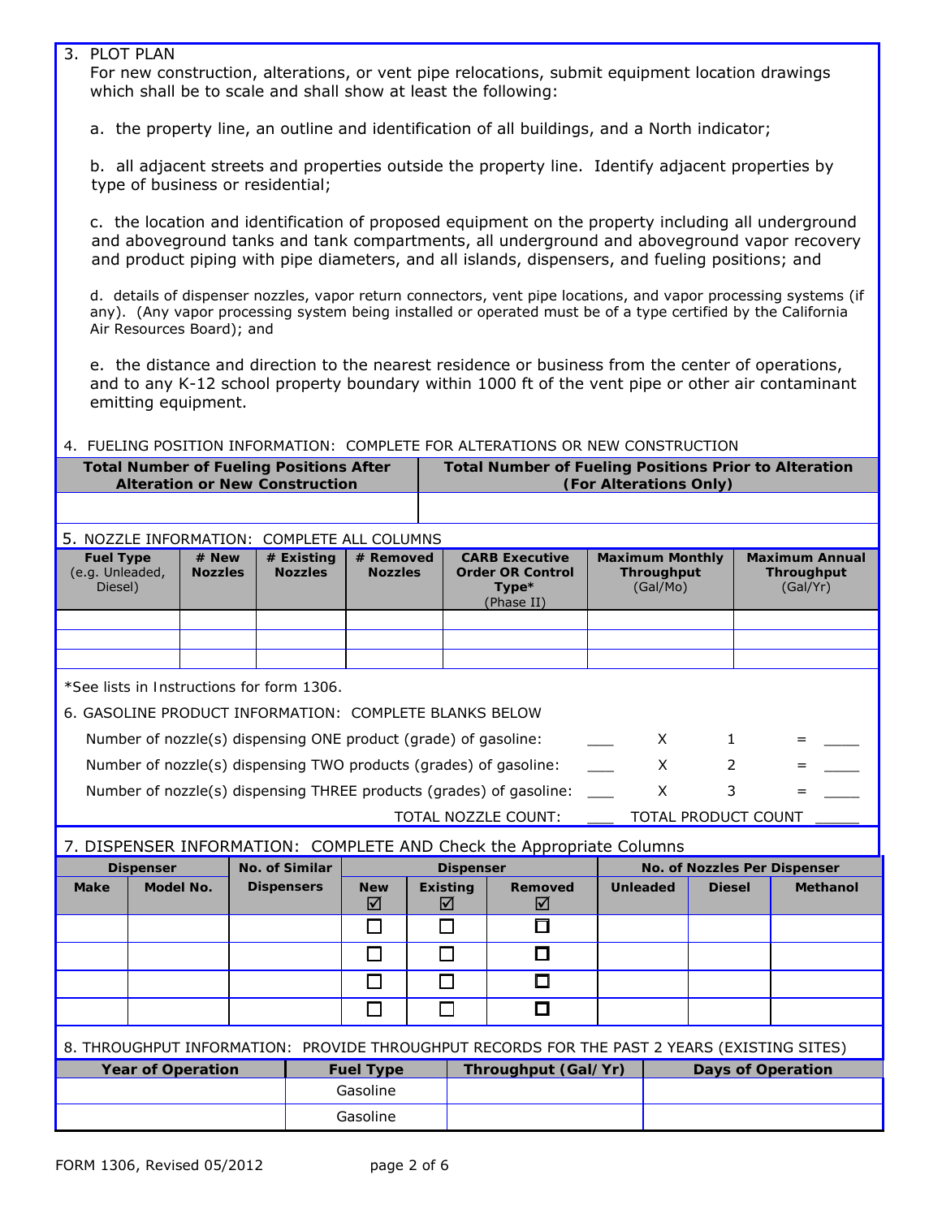3. PLOT PLAN
   For new construction, alterations, or vent pipe relocations, submit equipment location drawings which shall be to scale and shall show at least the following:

   a. the property line, an outline and identification of all buildings, and a North indicator;

   b. all adjacent streets and properties outside the property line. Identify adjacent properties by type of business or residential;

   c. the location and identification of proposed equipment on the property including all underground and aboveground tanks and tank compartments, all underground and aboveground vapor recovery and product piping with pipe diameters, and all islands, dispensers, and fueling positions; and

   d. details of dispenser nozzles, vapor return connectors, vent pipe locations, and vapor processing systems (if any). (Any vapor processing system being installed or operated must be of a type certified by the California Air Resources Board); and

   e. the distance and direction to the nearest residence or business from the center of operations, and to any K-12 school property boundary within 1000 ft of the vent pipe or other air contaminant emitting equipment.

4. FUELING POSITION INFORMATION: COMPLETE FOR ALTERATIONS OR NEW CONSTRUCTION

| Total Number of Fueling Positions After Alteration or New Construction | Total Number of Fueling Positions Prior to Alteration (For Alterations Only) |
|---|---|
| | |

5. NOZZLE INFORMATION: COMPLETE ALL COLUMNS

| Fuel Type (e.g. Unleaded, Diesel) | # New Nozzles | # Existing Nozzles | # Removed Nozzles | CARB Executive Order OR Control Type* (Phase II) | Maximum Monthly Throughput (Gal/Mo) | Maximum Annual Throughput (Gal/Yr) |
|---|---|---|---|---|---|---|
| | | | | | | |
| | | | | | | |
| | | | | | | |

*See lists in Instructions for form 1306.

6. GASOLINE PRODUCT INFORMATION: COMPLETE BLANKS BELOW

Number of nozzle(s) dispensing ONE product (grade) of gasoline: ___ X 1 = ____

Number of nozzle(s) dispensing TWO products (grades) of gasoline: ___ X 2 = ____

Number of nozzle(s) dispensing THREE products (grades) of gasoline: ___ X 3 = ____

TOTAL NOZZLE COUNT: ___ TOTAL PRODUCT COUNT _____

7. DISPENSER INFORMATION: COMPLETE AND Check the Appropriate Columns

| Dispenser | | No. of Similar Dispensers | Dispenser | | | No. of Nozzles Per Dispenser | | |
|---|---|---|---|---|---|---|---|---|
| Make | Model No. | | New ☑ | Existing ☑ | Removed ☑ | Unleaded | Diesel | Methanol |
| | | | ☐ | ☐ | ☐ | | | |
| | | | ☐ | ☐ | ☐ | | | |
| | | | ☐ | ☐ | ☐ | | | |
| | | | ☐ | ☐ | ☐ | | | |

8. THROUGHPUT INFORMATION: PROVIDE THROUGHPUT RECORDS FOR THE PAST 2 YEARS (EXISTING SITES)

| Year of Operation | Fuel Type | Throughput (Gal/Yr) | Days of Operation |
|---|---|---|---|
| | Gasoline | | |
| | Gasoline | | |

FORM 1306, Revised 05/2012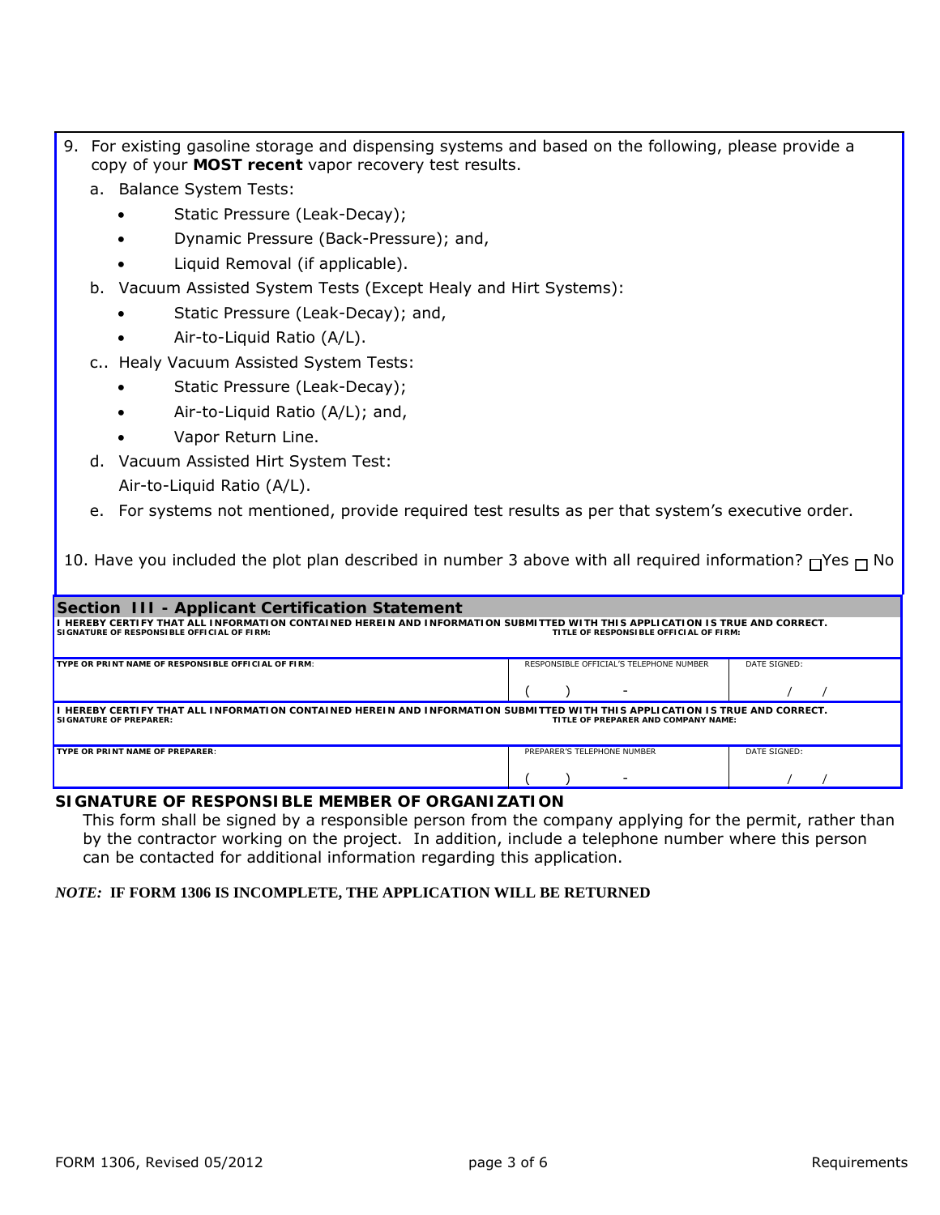9. For existing gasoline storage and dispensing systems and based on the following, please provide a copy of your **MOST recent** vapor recovery test results.

   a. Balance System Tests:
      - Static Pressure (Leak-Decay);
      - Dynamic Pressure (Back-Pressure); and,
      - Liquid Removal (if applicable).

   b. Vacuum Assisted System Tests (Except Healy and Hirt Systems):
      - Static Pressure (Leak-Decay); and,
      - Air-to-Liquid Ratio (A/L).

   c.. Healy Vacuum Assisted System Tests:
      - Static Pressure (Leak-Decay);
      - Air-to-Liquid Ratio (A/L); and,
      - Vapor Return Line.

   d. Vacuum Assisted Hirt System Test:
      Air-to-Liquid Ratio (A/L).

   e. For systems not mentioned, provide required test results as per that system's executive order.

10. Have you included the plot plan described in number 3 above with all required information? ☐Yes ☐ No

## Section III - Applicant Certification Statement

**I HEREBY CERTIFY THAT ALL INFORMATION CONTAINED HEREIN AND INFORMATION SUBMITTED WITH THIS APPLICATION IS TRUE AND CORRECT.**

| SIGNATURE OF RESPONSIBLE OFFICIAL OF FIRM: | TITLE OF RESPONSIBLE OFFICIAL OF FIRM: | |
|---|---|---|
| TYPE OR PRINT NAME OF RESPONSIBLE OFFICIAL OF FIRM: | RESPONSIBLE OFFICIAL'S TELEPHONE NUMBER<br>(     )     - | DATE SIGNED:<br>/     / |

**I HEREBY CERTIFY THAT ALL INFORMATION CONTAINED HEREIN AND INFORMATION SUBMITTED WITH THIS APPLICATION IS TRUE AND CORRECT.**

| SIGNATURE OF PREPARER: | TITLE OF PREPARER AND COMPANY NAME: | |
|---|---|---|
| TYPE OR PRINT NAME OF PREPARER: | PREPARER'S TELEPHONE NUMBER<br>(     )     - | DATE SIGNED:<br>/     / |

**SIGNATURE OF RESPONSIBLE MEMBER OF ORGANIZATION**

This form shall be signed by a responsible person from the company applying for the permit, rather than by the contractor working on the project. In addition, include a telephone number where this person can be contacted for additional information regarding this application.

***NOTE:*** **IF FORM 1306 IS INCOMPLETE, THE APPLICATION WILL BE RETURNED**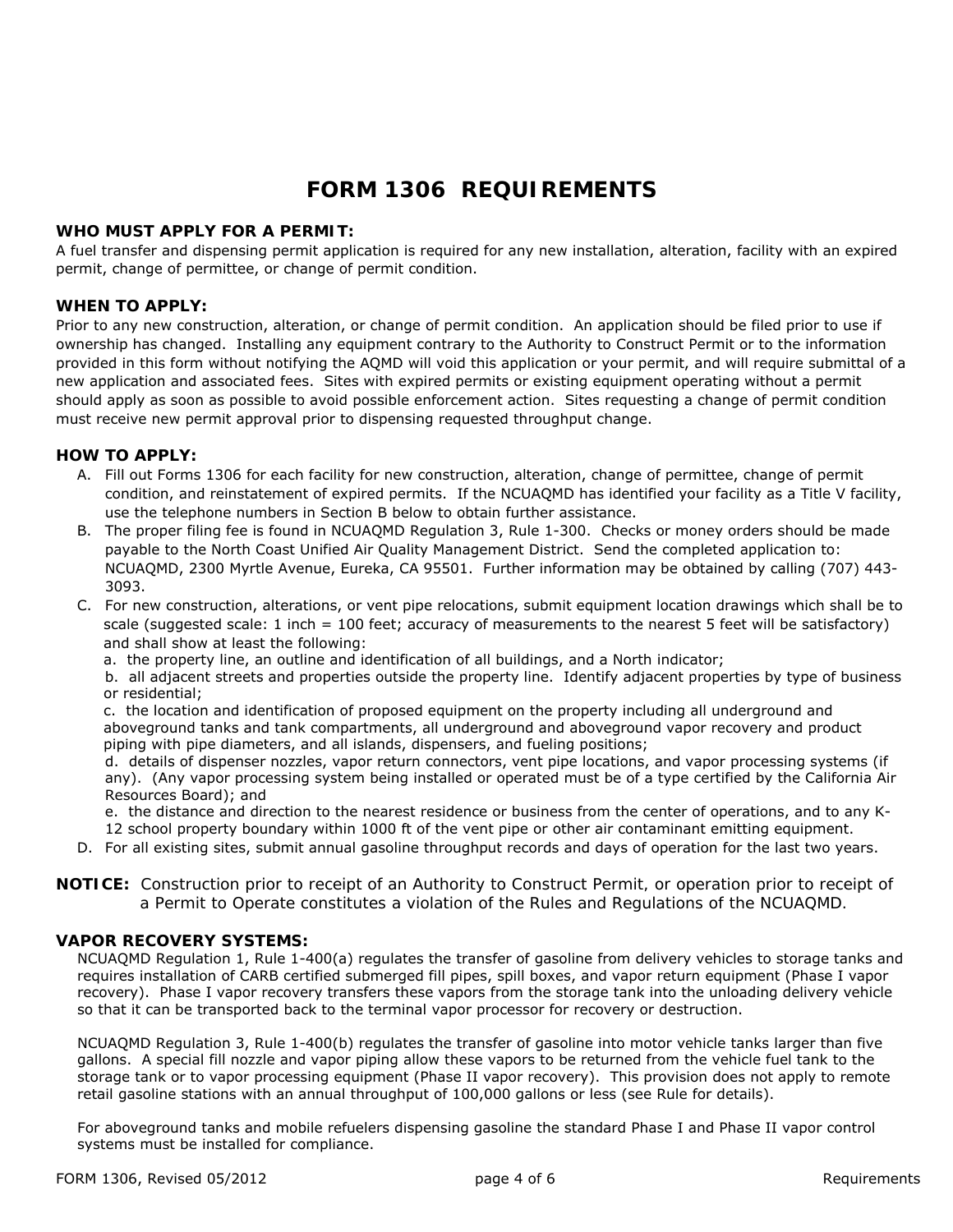# FORM 1306 REQUIREMENTS

**WHO MUST APPLY FOR A PERMIT:**
A fuel transfer and dispensing permit application is required for any new installation, alteration, facility with an expired permit, change of permittee, or change of permit condition.

**WHEN TO APPLY:**
Prior to any new construction, alteration, or change of permit condition. An application should be filed prior to use if ownership has changed. Installing any equipment contrary to the Authority to Construct Permit or to the information provided in this form without notifying the AQMD will void this application or your permit, and will require submittal of a new application and associated fees. Sites with expired permits or existing equipment operating without a permit should apply as soon as possible to avoid possible enforcement action. Sites requesting a change of permit condition must receive new permit approval prior to dispensing requested throughput change.

**HOW TO APPLY:**

A. Fill out Forms 1306 for each facility for new construction, alteration, change of permittee, change of permit condition, and reinstatement of expired permits. If the NCUAQMD has identified your facility as a Title V facility, use the telephone numbers in Section B below to obtain further assistance.

B. The proper filing fee is found in NCUAQMD Regulation 3, Rule 1-300. Checks or money orders should be made payable to the North Coast Unified Air Quality Management District. Send the completed application to: NCUAQMD, 2300 Myrtle Avenue, Eureka, CA 95501. Further information may be obtained by calling (707) 443-3093.

C. For new construction, alterations, or vent pipe relocations, submit equipment location drawings which shall be to scale (suggested scale: 1 inch = 100 feet; accuracy of measurements to the nearest 5 feet will be satisfactory) and shall show at least the following:
   a. the property line, an outline and identification of all buildings, and a North indicator;
   b. all adjacent streets and properties outside the property line. Identify adjacent properties by type of business or residential;
   c. the location and identification of proposed equipment on the property including all underground and aboveground tanks and tank compartments, all underground and aboveground vapor recovery and product piping with pipe diameters, and all islands, dispensers, and fueling positions;
   d. details of dispenser nozzles, vapor return connectors, vent pipe locations, and vapor processing systems (if any). (Any vapor processing system being installed or operated must be of a type certified by the California Air Resources Board); and
   e. the distance and direction to the nearest residence or business from the center of operations, and to any K-12 school property boundary within 1000 ft of the vent pipe or other air contaminant emitting equipment.

D. For all existing sites, submit annual gasoline throughput records and days of operation for the last two years.

**NOTICE:** Construction prior to receipt of an Authority to Construct Permit, or operation prior to receipt of a Permit to Operate constitutes a violation of the Rules and Regulations of the NCUAQMD.

**VAPOR RECOVERY SYSTEMS:**

NCUAQMD Regulation 1, Rule 1-400(a) regulates the transfer of gasoline from delivery vehicles to storage tanks and requires installation of CARB certified submerged fill pipes, spill boxes, and vapor return equipment (Phase I vapor recovery). Phase I vapor recovery transfers these vapors from the storage tank into the unloading delivery vehicle so that it can be transported back to the terminal vapor processor for recovery or destruction.

NCUAQMD Regulation 3, Rule 1-400(b) regulates the transfer of gasoline into motor vehicle tanks larger than five gallons. A special fill nozzle and vapor piping allow these vapors to be returned from the vehicle fuel tank to the storage tank or to vapor processing equipment (Phase II vapor recovery). This provision does not apply to remote retail gasoline stations with an annual throughput of 100,000 gallons or less (see Rule for details).

For aboveground tanks and mobile refuelers dispensing gasoline the standard Phase I and Phase II vapor control systems must be installed for compliance.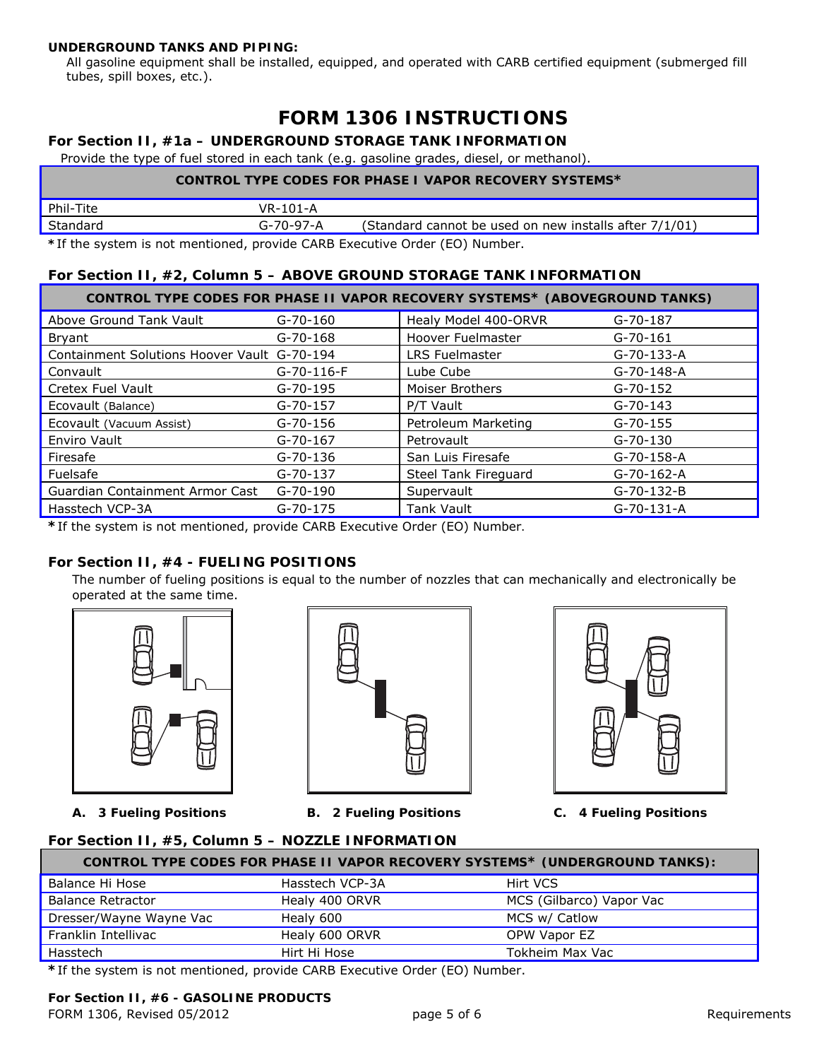**UNDERGROUND TANKS AND PIPING:**
All gasoline equipment shall be installed, equipped, and operated with CARB certified equipment (submerged fill tubes, spill boxes, etc.).

# FORM 1306 INSTRUCTIONS

### For Section II, #1a – UNDERGROUND STORAGE TANK INFORMATION

Provide the type of fuel stored in each tank (e.g. gasoline grades, diesel, or methanol).

| CONTROL TYPE CODES FOR PHASE I VAPOR RECOVERY SYSTEMS* | | |
|---|---|---|
| Phil-Tite | VR-101-A | |
| Standard | G-70-97-A | (Standard cannot be used on new installs after 7/1/01) |

*If the system is not mentioned, provide CARB Executive Order (EO) Number.

### For Section II, #2, Column 5 – ABOVE GROUND STORAGE TANK INFORMATION

| CONTROL TYPE CODES FOR PHASE II VAPOR RECOVERY SYSTEMS* (ABOVEGROUND TANKS) | | | |
|---|---|---|---|
| Above Ground Tank Vault | G-70-160 | Healy Model 400-ORVR | G-70-187 |
| Bryant | G-70-168 | Hoover Fuelmaster | G-70-161 |
| Containment Solutions Hoover Vault | G-70-194 | LRS Fuelmaster | G-70-133-A |
| Convault | G-70-116-F | Lube Cube | G-70-148-A |
| Cretex Fuel Vault | G-70-195 | Moiser Brothers | G-70-152 |
| Ecovault (Balance) | G-70-157 | P/T Vault | G-70-143 |
| Ecovault (Vacuum Assist) | G-70-156 | Petroleum Marketing | G-70-155 |
| Enviro Vault | G-70-167 | Petrovault | G-70-130 |
| Firesafe | G-70-136 | San Luis Firesafe | G-70-158-A |
| Fuelsafe | G-70-137 | Steel Tank Fireguard | G-70-162-A |
| Guardian Containment Armor Cast | G-70-190 | Supervault | G-70-132-B |
| Hasstech VCP-3A | G-70-175 | Tank Vault | G-70-131-A |

*If the system is not mentioned, provide CARB Executive Order (EO) Number.

### For Section II, #4 - FUELING POSITIONS

The number of fueling positions is equal to the number of nozzles that can mechanically and electronically be operated at the same time.

**A. 3 Fueling Positions** **B. 2 Fueling Positions** **C. 4 Fueling Positions**

### For Section II, #5, Column 5 – NOZZLE INFORMATION

| CONTROL TYPE CODES FOR PHASE II VAPOR RECOVERY SYSTEMS* (UNDERGROUND TANKS): | | |
|---|---|---|
| Balance Hi Hose | Hasstech VCP-3A | Hirt VCS |
| Balance Retractor | Healy 400 ORVR | MCS (Gilbarco) Vapor Vac |
| Dresser/Wayne Wayne Vac | Healy 600 | MCS w/ Catlow |
| Franklin Intellivac | Healy 600 ORVR | OPW Vapor EZ |
| Hasstech | Hirt Hi Hose | Tokheim Max Vac |

*If the system is not mentioned, provide CARB Executive Order (EO) Number.

### For Section II, #6 - GASOLINE PRODUCTS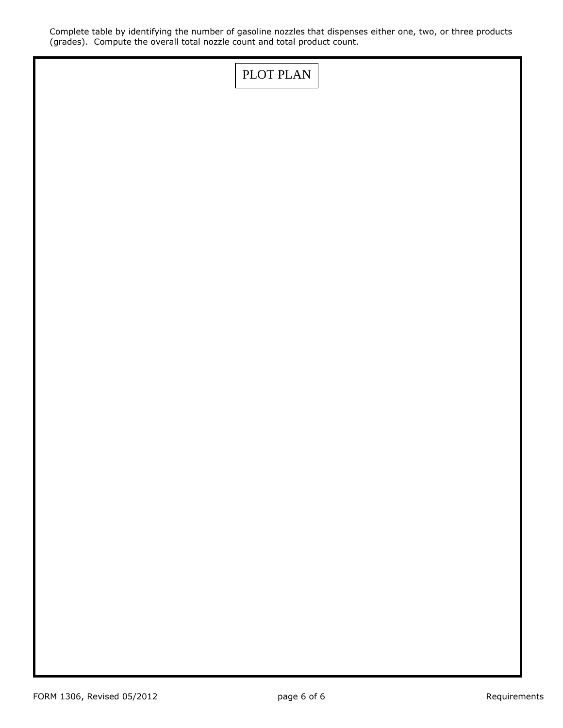Complete table by identifying the number of gasoline nozzles that dispenses either one, two, or three products (grades). Compute the overall total nozzle count and total product count.

## PLOT PLAN